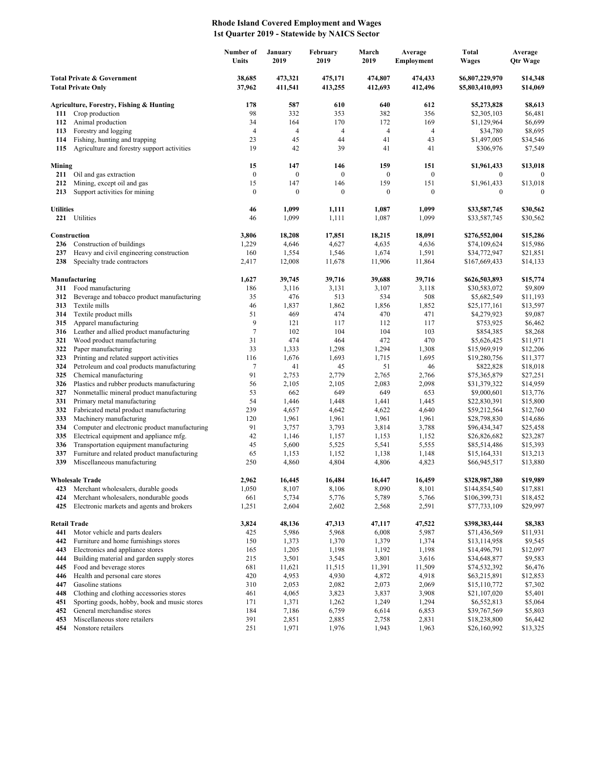# Rhode Island Covered Employment and Wages
## 1st Quarter 2019 - Statewide by NAICS Sector

| | | Number of Units | January 2019 | February 2019 | March 2019 | Average Employment | Total Wages | Average Qtr Wage |
|---|---|---|---|---|---|---|---|---|
| **Total Private & Government** | | **38,685** | **473,321** | **475,171** | **474,807** | **474,433** | **$6,807,229,970** | **$14,348** |
| **Total Private Only** | | **37,962** | **411,541** | **413,255** | **412,693** | **412,496** | **$5,803,410,093** | **$14,069** |
| **Agriculture, Forestry, Fishing & Hunting** | | **178** | **587** | **610** | **640** | **612** | **$5,273,828** | **$8,613** |
| **111** | Crop production | 98 | 332 | 353 | 382 | 356 | $2,305,103 | $6,481 |
| **112** | Animal production | 34 | 164 | 170 | 172 | 169 | $1,129,964 | $6,699 |
| **113** | Forestry and logging | 4 | 4 | 4 | 4 | 4 | $34,780 | $8,695 |
| **114** | Fishing, hunting and trapping | 23 | 45 | 44 | 41 | 43 | $1,497,005 | $34,546 |
| **115** | Agriculture and forestry support activities | 19 | 42 | 39 | 41 | 41 | $306,976 | $7,549 |
| **Mining** | | **15** | **147** | **146** | **159** | **151** | **$1,961,433** | **$13,018** |
| **211** | Oil and gas extraction | 0 | 0 | 0 | 0 | 0 | 0 | 0 |
| **212** | Mining, except oil and gas | 15 | 147 | 146 | 159 | 151 | $1,961,433 | $13,018 |
| **213** | Support activities for mining | 0 | 0 | 0 | 0 | 0 | 0 | 0 |
| **Utilities** | | **46** | **1,099** | **1,111** | **1,087** | **1,099** | **$33,587,745** | **$30,562** |
| **221** | Utilities | 46 | 1,099 | 1,111 | 1,087 | 1,099 | $33,587,745 | $30,562 |
| **Construction** | | **3,806** | **18,208** | **17,851** | **18,215** | **18,091** | **$276,552,004** | **$15,286** |
| **236** | Construction of buildings | 1,229 | 4,646 | 4,627 | 4,635 | 4,636 | $74,109,624 | $15,986 |
| **237** | Heavy and civil engineering construction | 160 | 1,554 | 1,546 | 1,674 | 1,591 | $34,772,947 | $21,851 |
| **238** | Specialty trade contractors | 2,417 | 12,008 | 11,678 | 11,906 | 11,864 | $167,669,433 | $14,133 |
| **Manufacturing** | | **1,627** | **39,745** | **39,716** | **39,688** | **39,716** | **$626,503,893** | **$15,774** |
| **311** | Food manufacturing | 186 | 3,116 | 3,131 | 3,107 | 3,118 | $30,583,072 | $9,809 |
| **312** | Beverage and tobacco product manufacturing | 35 | 476 | 513 | 534 | 508 | $5,682,549 | $11,193 |
| **313** | Textile mills | 46 | 1,837 | 1,862 | 1,856 | 1,852 | $25,177,161 | $13,597 |
| **314** | Textile product mills | 51 | 469 | 474 | 470 | 471 | $4,279,923 | $9,087 |
| **315** | Apparel manufacturing | 9 | 121 | 117 | 112 | 117 | $753,925 | $6,462 |
| **316** | Leather and allied product manufacturing | 7 | 102 | 104 | 104 | 103 | $854,385 | $8,268 |
| **321** | Wood product manufacturing | 31 | 474 | 464 | 472 | 470 | $5,626,425 | $11,971 |
| **322** | Paper manufacturing | 33 | 1,333 | 1,298 | 1,294 | 1,308 | $15,969,919 | $12,206 |
| **323** | Printing and related support activities | 116 | 1,676 | 1,693 | 1,715 | 1,695 | $19,280,756 | $11,377 |
| **324** | Petroleum and coal products manufacturing | 7 | 41 | 45 | 51 | 46 | $822,828 | $18,018 |
| **325** | Chemical manufacturing | 91 | 2,753 | 2,779 | 2,765 | 2,766 | $75,365,879 | $27,251 |
| **326** | Plastics and rubber products manufacturing | 56 | 2,105 | 2,105 | 2,083 | 2,098 | $31,379,322 | $14,959 |
| **327** | Nonmetallic mineral product manufacturing | 53 | 662 | 649 | 649 | 653 | $9,000,601 | $13,776 |
| **331** | Primary metal manufacturing | 54 | 1,446 | 1,448 | 1,441 | 1,445 | $22,830,391 | $15,800 |
| **332** | Fabricated metal product manufacturing | 239 | 4,657 | 4,642 | 4,622 | 4,640 | $59,212,564 | $12,760 |
| **333** | Machinery manufacturing | 120 | 1,961 | 1,961 | 1,961 | 1,961 | $28,798,830 | $14,686 |
| **334** | Computer and electronic product manufacturing | 91 | 3,757 | 3,793 | 3,814 | 3,788 | $96,434,347 | $25,458 |
| **335** | Electrical equipment and appliance mfg. | 42 | 1,146 | 1,157 | 1,153 | 1,152 | $26,826,682 | $23,287 |
| **336** | Transportation equipment manufacturing | 45 | 5,600 | 5,525 | 5,541 | 5,555 | $85,514,486 | $15,393 |
| **337** | Furniture and related product manufacturing | 65 | 1,153 | 1,152 | 1,138 | 1,148 | $15,164,331 | $13,213 |
| **339** | Miscellaneous manufacturing | 250 | 4,860 | 4,804 | 4,806 | 4,823 | $66,945,517 | $13,880 |
| **Wholesale Trade** | | **2,962** | **16,445** | **16,484** | **16,447** | **16,459** | **$328,987,380** | **$19,989** |
| **423** | Merchant wholesalers, durable goods | 1,050 | 8,107 | 8,106 | 8,090 | 8,101 | $144,854,540 | $17,881 |
| **424** | Merchant wholesalers, nondurable goods | 661 | 5,734 | 5,776 | 5,789 | 5,766 | $106,399,731 | $18,452 |
| **425** | Electronic markets and agents and brokers | 1,251 | 2,604 | 2,602 | 2,568 | 2,591 | $77,733,109 | $29,997 |
| **Retail Trade** | | **3,824** | **48,136** | **47,313** | **47,117** | **47,522** | **$398,383,444** | **$8,383** |
| **441** | Motor vehicle and parts dealers | 425 | 5,986 | 5,968 | 6,008 | 5,987 | $71,436,569 | $11,931 |
| **442** | Furniture and home furnishings stores | 150 | 1,373 | 1,370 | 1,379 | 1,374 | $13,114,958 | $9,545 |
| **443** | Electronics and appliance stores | 165 | 1,205 | 1,198 | 1,192 | 1,198 | $14,496,791 | $12,097 |
| **444** | Building material and garden supply stores | 215 | 3,501 | 3,545 | 3,801 | 3,616 | $34,648,877 | $9,583 |
| **445** | Food and beverage stores | 681 | 11,621 | 11,515 | 11,391 | 11,509 | $74,532,392 | $6,476 |
| **446** | Health and personal care stores | 420 | 4,953 | 4,930 | 4,872 | 4,918 | $63,215,891 | $12,853 |
| **447** | Gasoline stations | 310 | 2,053 | 2,082 | 2,073 | 2,069 | $15,110,772 | $7,302 |
| **448** | Clothing and clothing accessories stores | 461 | 4,065 | 3,823 | 3,837 | 3,908 | $21,107,020 | $5,401 |
| **451** | Sporting goods, hobby, book and music stores | 171 | 1,371 | 1,262 | 1,249 | 1,294 | $6,552,813 | $5,064 |
| **452** | General merchandise stores | 184 | 7,186 | 6,759 | 6,614 | 6,853 | $39,767,569 | $5,803 |
| **453** | Miscellaneous store retailers | 391 | 2,851 | 2,885 | 2,758 | 2,831 | $18,238,800 | $6,442 |
| **454** | Nonstore retailers | 251 | 1,971 | 1,976 | 1,943 | 1,963 | $26,160,992 | $13,325 |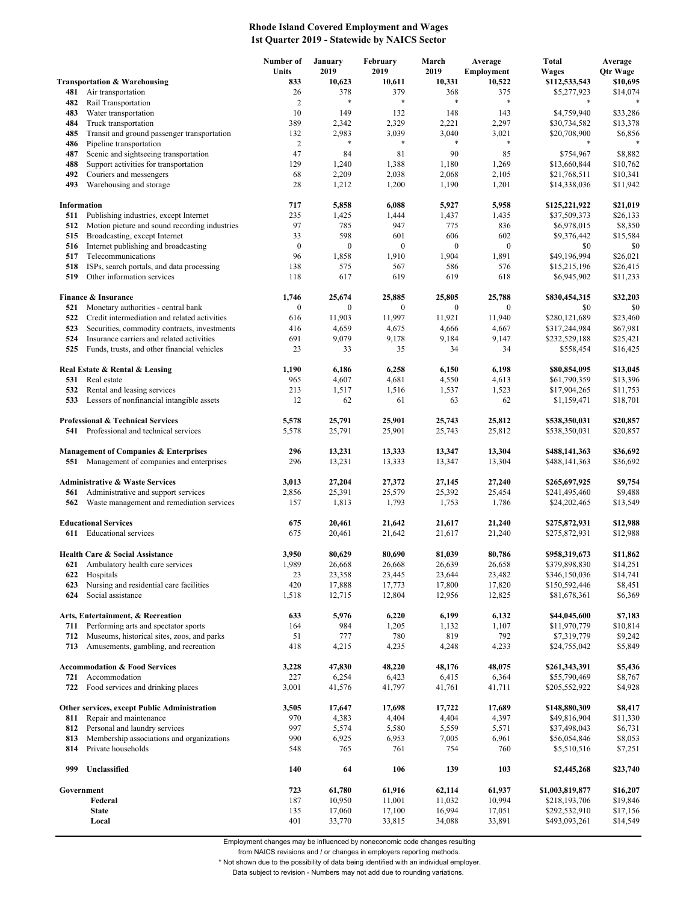## Rhode Island Covered Employment and Wages
## 1st Quarter 2019 - Statewide by NAICS Sector

| | | Number of Units | January 2019 | February 2019 | March 2019 | Average Employment | Total Wages | Average Qtr Wage |
|---|---|---|---|---|---|---|---|---|
| **Transportation & Warehousing** | | **833** | **10,623** | **10,611** | **10,331** | **10,522** | **$112,533,543** | **$10,695** |
| **481** | Air transportation | 26 | 378 | 379 | 368 | 375 | $5,277,923 | $14,074 |
| **482** | Rail Transportation | 2 | * | * | * | * | * | * |
| **483** | Water transportation | 10 | 149 | 132 | 148 | 143 | $4,759,940 | $33,286 |
| **484** | Truck transportation | 389 | 2,342 | 2,329 | 2,221 | 2,297 | $30,734,582 | $13,378 |
| **485** | Transit and ground passenger transportation | 132 | 2,983 | 3,039 | 3,040 | 3,021 | $20,708,900 | $6,856 |
| **486** | Pipeline transportation | 2 | * | * | * | * | * | * |
| **487** | Scenic and sightseeing transportation | 47 | 84 | 81 | 90 | 85 | $754,967 | $8,882 |
| **488** | Support activities for transportation | 129 | 1,240 | 1,388 | 1,180 | 1,269 | $13,660,844 | $10,762 |
| **492** | Couriers and messengers | 68 | 2,209 | 2,038 | 2,068 | 2,105 | $21,768,511 | $10,341 |
| **493** | Warehousing and storage | 28 | 1,212 | 1,200 | 1,190 | 1,201 | $14,338,036 | $11,942 |
| **Information** | | **717** | **5,858** | **6,088** | **5,927** | **5,958** | **$125,221,922** | **$21,019** |
| **511** | Publishing industries, except Internet | 235 | 1,425 | 1,444 | 1,437 | 1,435 | $37,509,373 | $26,133 |
| **512** | Motion picture and sound recording industries | 97 | 785 | 947 | 775 | 836 | $6,978,015 | $8,350 |
| **515** | Broadcasting, except Internet | 33 | 598 | 601 | 606 | 602 | $9,376,442 | $15,584 |
| **516** | Internet publishing and broadcasting | 0 | 0 | 0 | 0 | 0 | $0 | $0 |
| **517** | Telecommunications | 96 | 1,858 | 1,910 | 1,904 | 1,891 | $49,196,994 | $26,021 |
| **518** | ISPs, search portals, and data processing | 138 | 575 | 567 | 586 | 576 | $15,215,196 | $26,415 |
| **519** | Other information services | 118 | 617 | 619 | 619 | 618 | $6,945,902 | $11,233 |
| **Finance & Insurance** | | **1,746** | **25,674** | **25,885** | **25,805** | **25,788** | **$830,454,315** | **$32,203** |
| **521** | Monetary authorities - central bank | 0 | 0 | 0 | 0 | 0 | $0 | $0 |
| **522** | Credit intermediation and related activities | 616 | 11,903 | 11,997 | 11,921 | 11,940 | $280,121,689 | $23,460 |
| **523** | Securities, commodity contracts, investments | 416 | 4,659 | 4,675 | 4,666 | 4,667 | $317,244,984 | $67,981 |
| **524** | Insurance carriers and related activities | 691 | 9,079 | 9,178 | 9,184 | 9,147 | $232,529,188 | $25,421 |
| **525** | Funds, trusts, and other financial vehicles | 23 | 33 | 35 | 34 | 34 | $558,454 | $16,425 |
| **Real Estate & Rental & Leasing** | | **1,190** | **6,186** | **6,258** | **6,150** | **6,198** | **$80,854,095** | **$13,045** |
| **531** | Real estate | 965 | 4,607 | 4,681 | 4,550 | 4,613 | $61,790,359 | $13,396 |
| **532** | Rental and leasing services | 213 | 1,517 | 1,516 | 1,537 | 1,523 | $17,904,265 | $11,753 |
| **533** | Lessors of nonfinancial intangible assets | 12 | 62 | 61 | 63 | 62 | $1,159,471 | $18,701 |
| **Professional & Technical Services** | | **5,578** | **25,791** | **25,901** | **25,743** | **25,812** | **$538,350,031** | **$20,857** |
| **541** | Professional and technical services | 5,578 | 25,791 | 25,901 | 25,743 | 25,812 | $538,350,031 | $20,857 |
| **Management of Companies & Enterprises** | | **296** | **13,231** | **13,333** | **13,347** | **13,304** | **$488,141,363** | **$36,692** |
| **551** | Management of companies and enterprises | 296 | 13,231 | 13,333 | 13,347 | 13,304 | $488,141,363 | $36,692 |
| **Administrative & Waste Services** | | **3,013** | **27,204** | **27,372** | **27,145** | **27,240** | **$265,697,925** | **$9,754** |
| **561** | Administrative and support services | 2,856 | 25,391 | 25,579 | 25,392 | 25,454 | $241,495,460 | $9,488 |
| **562** | Waste management and remediation services | 157 | 1,813 | 1,793 | 1,753 | 1,786 | $24,202,465 | $13,549 |
| **Educational Services** | | **675** | **20,461** | **21,642** | **21,617** | **21,240** | **$275,872,931** | **$12,988** |
| **611** | Educational services | 675 | 20,461 | 21,642 | 21,617 | 21,240 | $275,872,931 | $12,988 |
| **Health Care & Social Assistance** | | **3,950** | **80,629** | **80,690** | **81,039** | **80,786** | **$958,319,673** | **$11,862** |
| **621** | Ambulatory health care services | 1,989 | 26,668 | 26,668 | 26,639 | 26,658 | $379,898,830 | $14,251 |
| **622** | Hospitals | 23 | 23,358 | 23,445 | 23,644 | 23,482 | $346,150,036 | $14,741 |
| **623** | Nursing and residential care facilities | 420 | 17,888 | 17,773 | 17,800 | 17,820 | $150,592,446 | $8,451 |
| **624** | Social assistance | 1,518 | 12,715 | 12,804 | 12,956 | 12,825 | $81,678,361 | $6,369 |
| **Arts, Entertainment, & Recreation** | | **633** | **5,976** | **6,220** | **6,199** | **6,132** | **$44,045,600** | **$7,183** |
| **711** | Performing arts and spectator sports | 164 | 984 | 1,205 | 1,132 | 1,107 | $11,970,779 | $10,814 |
| **712** | Museums, historical sites, zoos, and parks | 51 | 777 | 780 | 819 | 792 | $7,319,779 | $9,242 |
| **713** | Amusements, gambling, and recreation | 418 | 4,215 | 4,235 | 4,248 | 4,233 | $24,755,042 | $5,849 |
| **Accommodation & Food Services** | | **3,228** | **47,830** | **48,220** | **48,176** | **48,075** | **$261,343,391** | **$5,436** |
| **721** | Accommodation | 227 | 6,254 | 6,423 | 6,415 | 6,364 | $55,790,469 | $8,767 |
| **722** | Food services and drinking places | 3,001 | 41,576 | 41,797 | 41,761 | 41,711 | $205,552,922 | $4,928 |
| **Other services, except Public Administration** | | **3,505** | **17,647** | **17,698** | **17,722** | **17,689** | **$148,880,309** | **$8,417** |
| **811** | Repair and maintenance | 970 | 4,383 | 4,404 | 4,404 | 4,397 | $49,816,904 | $11,330 |
| **812** | Personal and laundry services | 997 | 5,574 | 5,580 | 5,559 | 5,571 | $37,498,043 | $6,731 |
| **813** | Membership associations and organizations | 990 | 6,925 | 6,953 | 7,005 | 6,961 | $56,054,846 | $8,053 |
| **814** | Private households | 548 | 765 | 761 | 754 | 760 | $5,510,516 | $7,251 |
| **999** | **Unclassified** | **140** | **64** | **106** | **139** | **103** | **$2,445,268** | **$23,740** |
| **Government** | | **723** | **61,780** | **61,916** | **62,114** | **61,937** | **$1,003,819,877** | **$16,207** |
| | **Federal** | 187 | 10,950 | 11,001 | 11,032 | 10,994 | $218,193,706 | $19,846 |
| | **State** | 135 | 17,060 | 17,100 | 16,994 | 17,051 | $292,532,910 | $17,156 |
| | **Local** | 401 | 33,770 | 33,815 | 34,088 | 33,891 | $493,093,261 | $14,549 |

Employment changes may be influenced by noneconomic code changes resulting from NAICS revisions and / or changes in employers reporting methods.

* Not shown due to the possibility of data being identified with an individual employer.

Data subject to revision - Numbers may not add due to rounding variations.